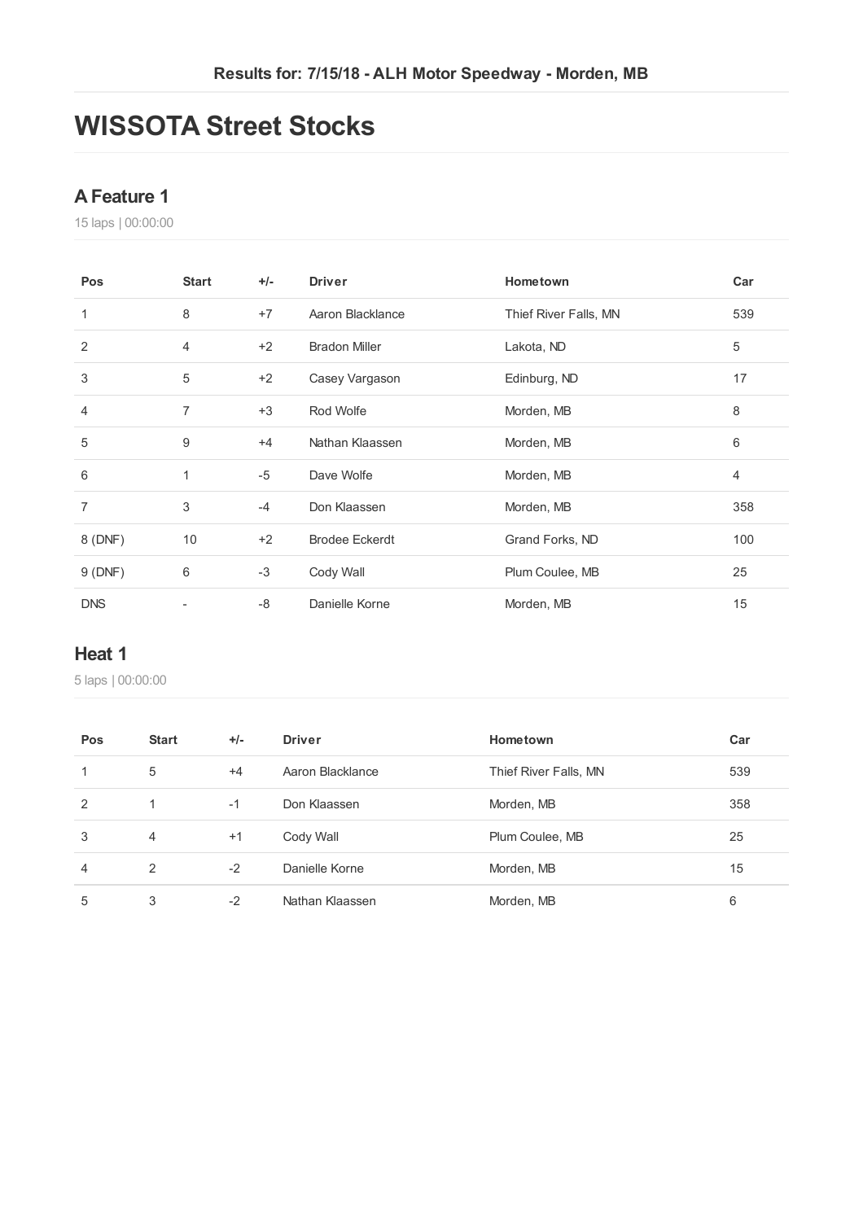Results for: 7/15/18 - ALH Motor Speedway - Morden, MB

# WISSOTA Street Stocks

## A Feature 1

15 laps | 00:00:00

| Pos | Start | +/- | Driver | Hometown | Car |
|---|---|---|---|---|---|
| 1 | 8 | +7 | Aaron Blacklance | Thief River Falls, MN | 539 |
| 2 | 4 | +2 | Bradon Miller | Lakota, ND | 5 |
| 3 | 5 | +2 | Casey Vargason | Edinburg, ND | 17 |
| 4 | 7 | +3 | Rod Wolfe | Morden, MB | 8 |
| 5 | 9 | +4 | Nathan Klaassen | Morden, MB | 6 |
| 6 | 1 | -5 | Dave Wolfe | Morden, MB | 4 |
| 7 | 3 | -4 | Don Klaassen | Morden, MB | 358 |
| 8 (DNF) | 10 | +2 | Brodee Eckerdt | Grand Forks, ND | 100 |
| 9 (DNF) | 6 | -3 | Cody Wall | Plum Coulee, MB | 25 |
| DNS | - | -8 | Danielle Korne | Morden, MB | 15 |

## Heat 1

5 laps | 00:00:00

| Pos | Start | +/- | Driver | Hometown | Car |
|---|---|---|---|---|---|
| 1 | 5 | +4 | Aaron Blacklance | Thief River Falls, MN | 539 |
| 2 | 1 | -1 | Don Klaassen | Morden, MB | 358 |
| 3 | 4 | +1 | Cody Wall | Plum Coulee, MB | 25 |
| 4 | 2 | -2 | Danielle Korne | Morden, MB | 15 |
| 5 | 3 | -2 | Nathan Klaassen | Morden, MB | 6 |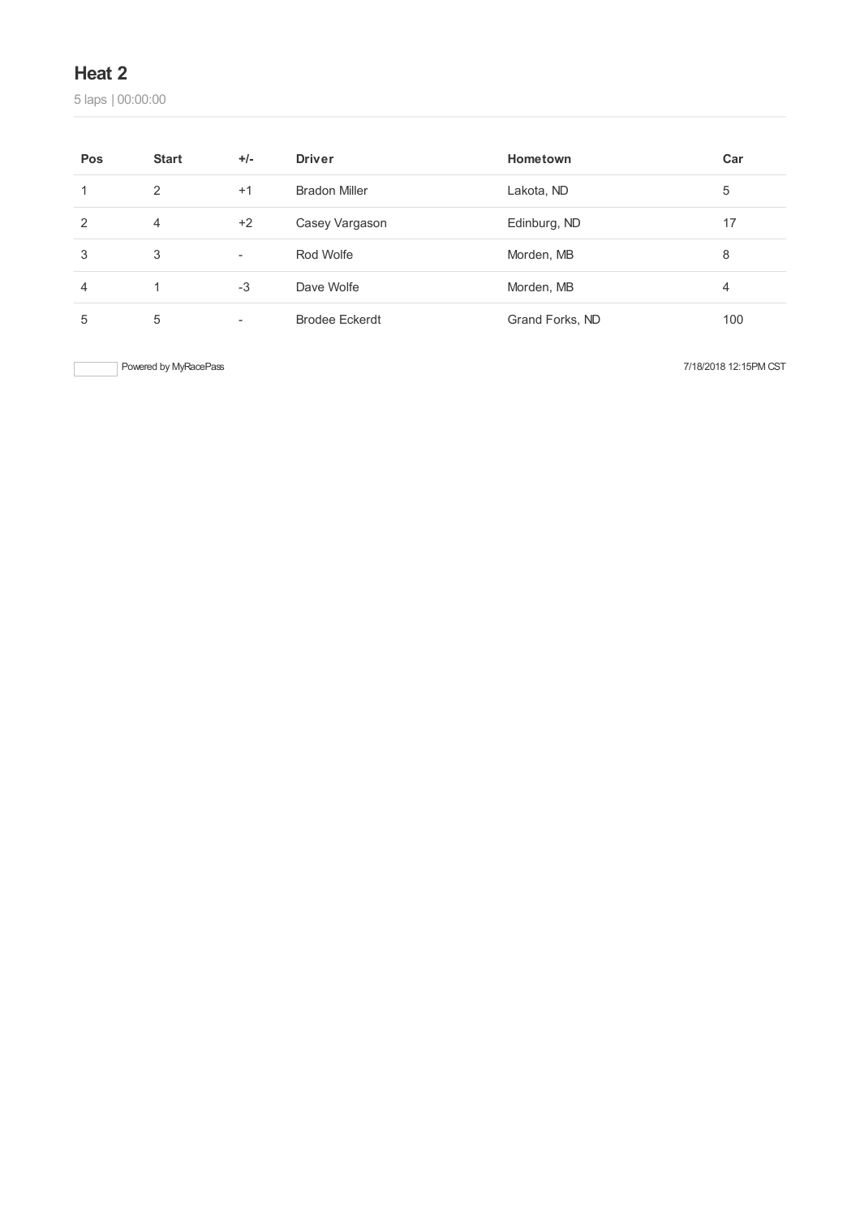## Heat 2

5 laps | 00:00:00

| Pos | Start | +/- | Driver | Hometown | Car |
|---|---|---|---|---|---|
| 1 | 2 | +1 | Bradon Miller | Lakota, ND | 5 |
| 2 | 4 | +2 | Casey Vargason | Edinburg, ND | 17 |
| 3 | 3 | - | Rod Wolfe | Morden, MB | 8 |
| 4 | 1 | -3 | Dave Wolfe | Morden, MB | 4 |
| 5 | 5 | - | Brodee Eckerdt | Grand Forks, ND | 100 |

Powered by MyRacePass

7/18/2018 12:15PM CST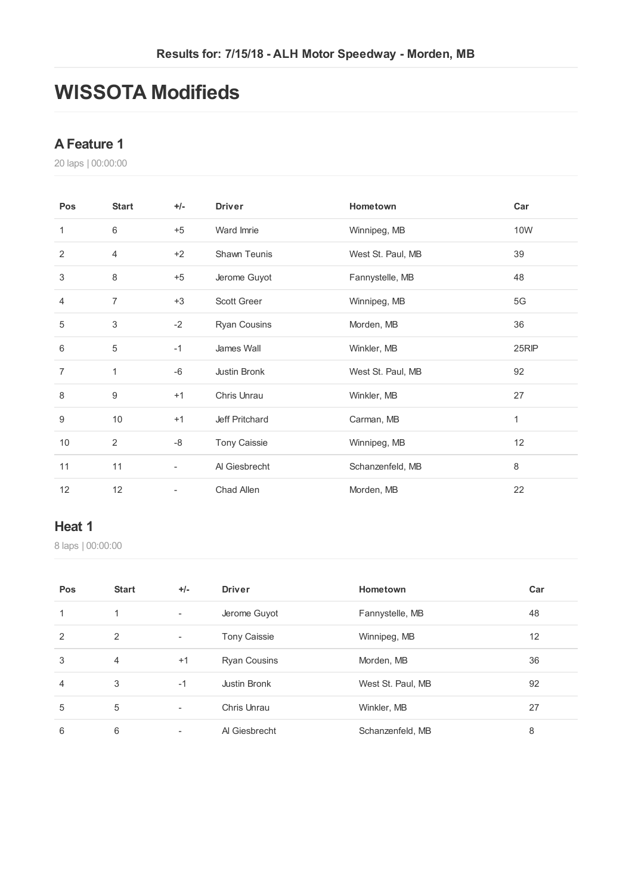Results for: 7/15/18 - ALH Motor Speedway - Morden, MB

# WISSOTA Modifieds

## A Feature 1

20 laps | 00:00:00

| Pos | Start | +/- | Driver | Hometown | Car |
|---|---|---|---|---|---|
| 1 | 6 | +5 | Ward Imrie | Winnipeg, MB | 10W |
| 2 | 4 | +2 | Shawn Teunis | West St. Paul, MB | 39 |
| 3 | 8 | +5 | Jerome Guyot | Fannystelle, MB | 48 |
| 4 | 7 | +3 | Scott Greer | Winnipeg, MB | 5G |
| 5 | 3 | -2 | Ryan Cousins | Morden, MB | 36 |
| 6 | 5 | -1 | James Wall | Winkler, MB | 25RIP |
| 7 | 1 | -6 | Justin Bronk | West St. Paul, MB | 92 |
| 8 | 9 | +1 | Chris Unrau | Winkler, MB | 27 |
| 9 | 10 | +1 | Jeff Pritchard | Carman, MB | 1 |
| 10 | 2 | -8 | Tony Caissie | Winnipeg, MB | 12 |
| 11 | 11 | - | Al Giesbrecht | Schanzenfeld, MB | 8 |
| 12 | 12 | - | Chad Allen | Morden, MB | 22 |

## Heat 1

8 laps | 00:00:00

| Pos | Start | +/- | Driver | Hometown | Car |
|---|---|---|---|---|---|
| 1 | 1 | - | Jerome Guyot | Fannystelle, MB | 48 |
| 2 | 2 | - | Tony Caissie | Winnipeg, MB | 12 |
| 3 | 4 | +1 | Ryan Cousins | Morden, MB | 36 |
| 4 | 3 | -1 | Justin Bronk | West St. Paul, MB | 92 |
| 5 | 5 | - | Chris Unrau | Winkler, MB | 27 |
| 6 | 6 | - | Al Giesbrecht | Schanzenfeld, MB | 8 |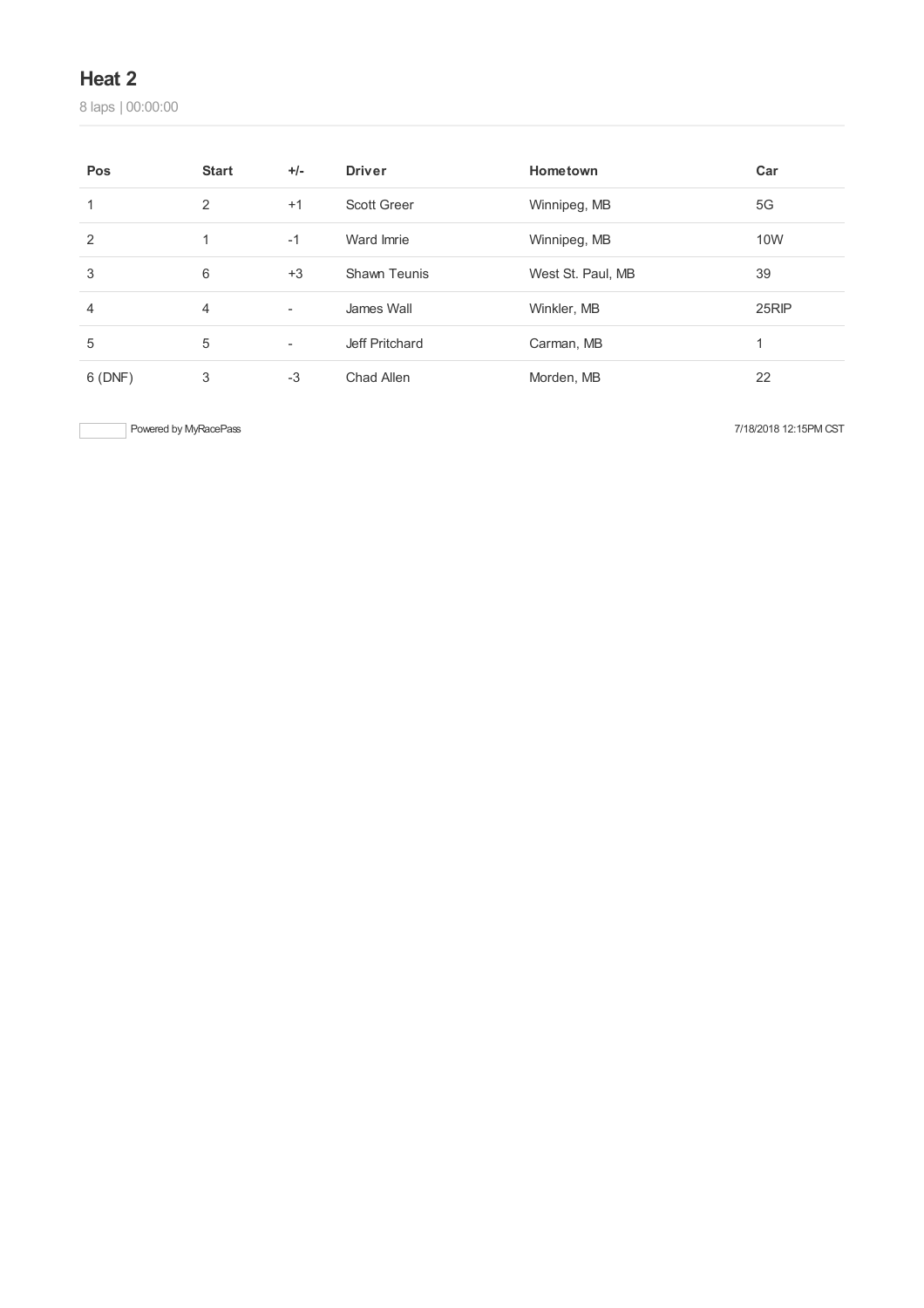## Heat 2

8 laps | 00:00:00

| Pos | Start | +/- | Driver | Hometown | Car |
|---|---|---|---|---|---|
| 1 | 2 | +1 | Scott Greer | Winnipeg, MB | 5G |
| 2 | 1 | -1 | Ward Imrie | Winnipeg, MB | 10W |
| 3 | 6 | +3 | Shawn Teunis | West St. Paul, MB | 39 |
| 4 | 4 | - | James Wall | Winkler, MB | 25RIP |
| 5 | 5 | - | Jeff Pritchard | Carman, MB | 1 |
| 6 (DNF) | 3 | -3 | Chad Allen | Morden, MB | 22 |

Powered by MyRacePass

7/18/2018 12:15PM CST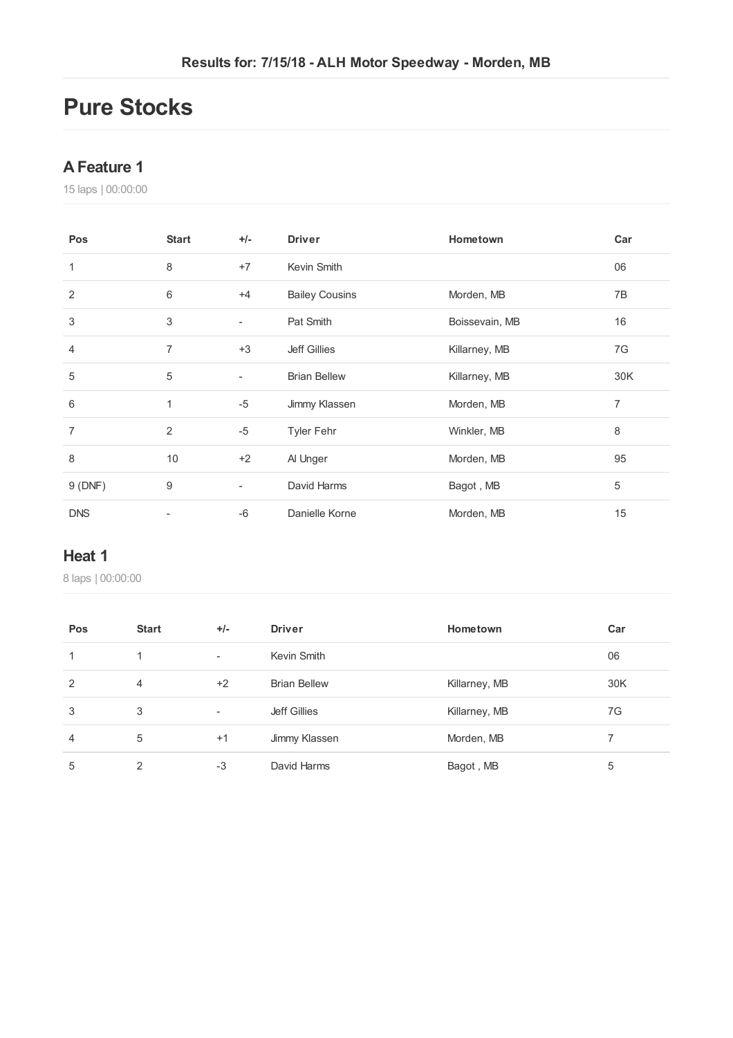Results for: 7/15/18 - ALH Motor Speedway - Morden, MB

# Pure Stocks

## A Feature 1

15 laps | 00:00:00

| Pos | Start | +/- | Driver | Hometown | Car |
|---|---|---|---|---|---|
| 1 | 8 | +7 | Kevin Smith | | 06 |
| 2 | 6 | +4 | Bailey Cousins | Morden, MB | 7B |
| 3 | 3 | - | Pat Smith | Boissevain, MB | 16 |
| 4 | 7 | +3 | Jeff Gillies | Killarney, MB | 7G |
| 5 | 5 | - | Brian Bellew | Killarney, MB | 30K |
| 6 | 1 | -5 | Jimmy Klassen | Morden, MB | 7 |
| 7 | 2 | -5 | Tyler Fehr | Winkler, MB | 8 |
| 8 | 10 | +2 | Al Unger | Morden, MB | 95 |
| 9 (DNF) | 9 | - | David Harms | Bagot , MB | 5 |
| DNS | - | -6 | Danielle Korne | Morden, MB | 15 |

## Heat 1

8 laps | 00:00:00

| Pos | Start | +/- | Driver | Hometown | Car |
|---|---|---|---|---|---|
| 1 | 1 | - | Kevin Smith | | 06 |
| 2 | 4 | +2 | Brian Bellew | Killarney, MB | 30K |
| 3 | 3 | - | Jeff Gillies | Killarney, MB | 7G |
| 4 | 5 | +1 | Jimmy Klassen | Morden, MB | 7 |
| 5 | 2 | -3 | David Harms | Bagot , MB | 5 |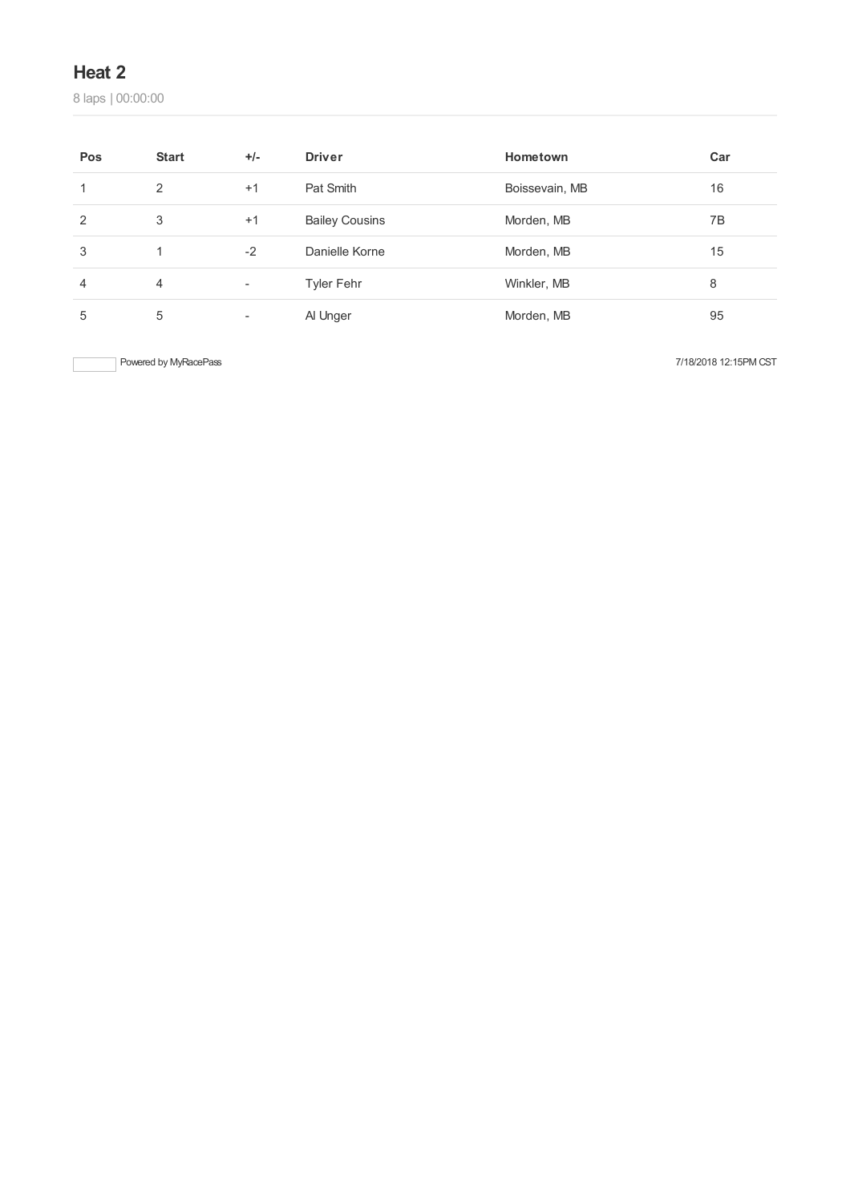## Heat 2

8 laps | 00:00:00

| Pos | Start | +/- | Driver | Hometown | Car |
| --- | --- | --- | --- | --- | --- |
| 1 | 2 | +1 | Pat Smith | Boissevain, MB | 16 |
| 2 | 3 | +1 | Bailey Cousins | Morden, MB | 7B |
| 3 | 1 | -2 | Danielle Korne | Morden, MB | 15 |
| 4 | 4 | - | Tyler Fehr | Winkler, MB | 8 |
| 5 | 5 | - | Al Unger | Morden, MB | 95 |

Powered by MyRacePass

7/18/2018 12:15PM CST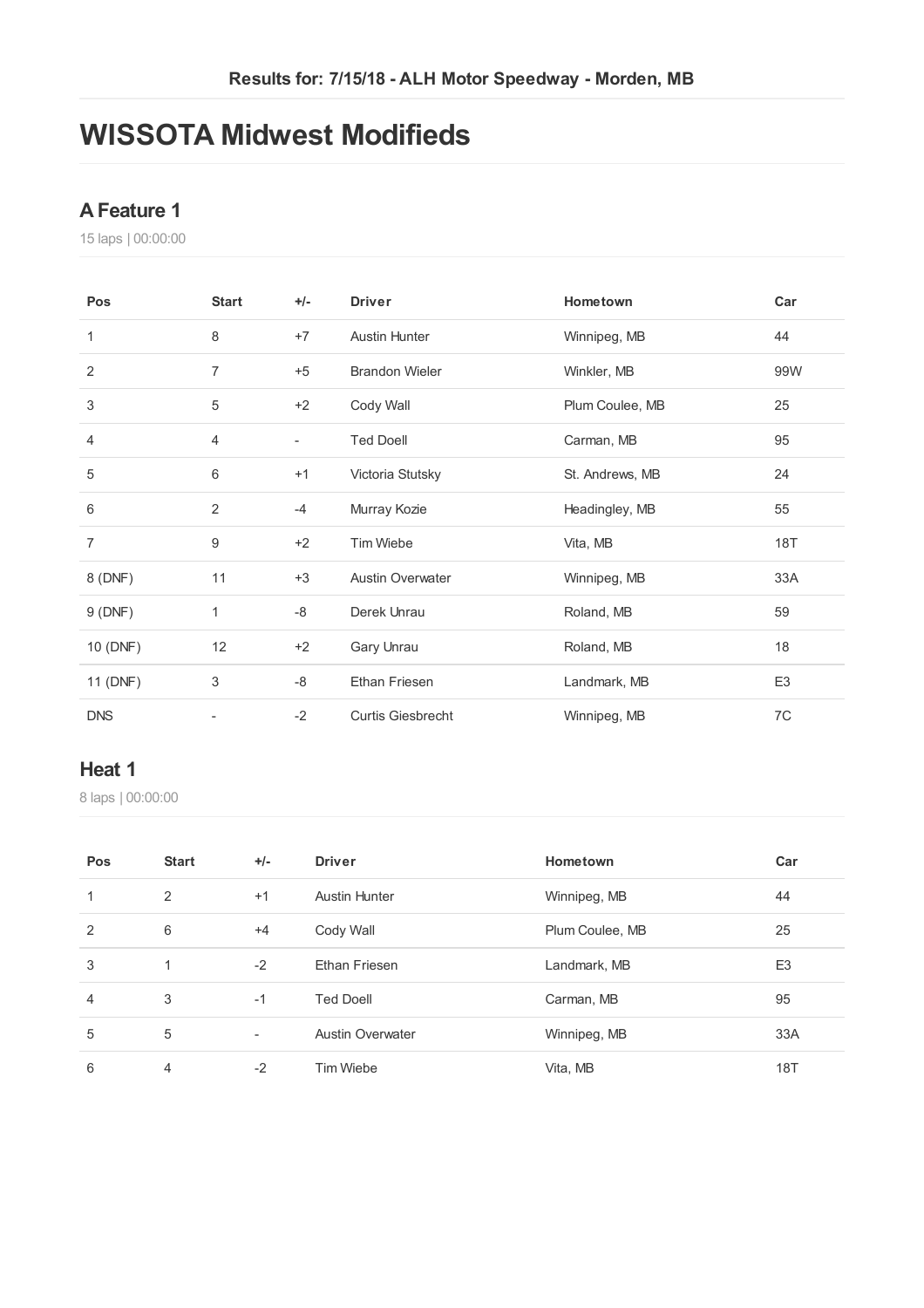Results for: 7/15/18 - ALH Motor Speedway - Morden, MB

# WISSOTA Midwest Modifieds

## A Feature 1

15 laps | 00:00:00

| Pos | Start | +/- | Driver | Hometown | Car |
|---|---|---|---|---|---|
| 1 | 8 | +7 | Austin Hunter | Winnipeg, MB | 44 |
| 2 | 7 | +5 | Brandon Wieler | Winkler, MB | 99W |
| 3 | 5 | +2 | Cody Wall | Plum Coulee, MB | 25 |
| 4 | 4 | - | Ted Doell | Carman, MB | 95 |
| 5 | 6 | +1 | Victoria Stutsky | St. Andrews, MB | 24 |
| 6 | 2 | -4 | Murray Kozie | Headingley, MB | 55 |
| 7 | 9 | +2 | Tim Wiebe | Vita, MB | 18T |
| 8 (DNF) | 11 | +3 | Austin Overwater | Winnipeg, MB | 33A |
| 9 (DNF) | 1 | -8 | Derek Unrau | Roland, MB | 59 |
| 10 (DNF) | 12 | +2 | Gary Unrau | Roland, MB | 18 |
| 11 (DNF) | 3 | -8 | Ethan Friesen | Landmark, MB | E3 |
| DNS | - | -2 | Curtis Giesbrecht | Winnipeg, MB | 7C |

## Heat 1

8 laps | 00:00:00

| Pos | Start | +/- | Driver | Hometown | Car |
|---|---|---|---|---|---|
| 1 | 2 | +1 | Austin Hunter | Winnipeg, MB | 44 |
| 2 | 6 | +4 | Cody Wall | Plum Coulee, MB | 25 |
| 3 | 1 | -2 | Ethan Friesen | Landmark, MB | E3 |
| 4 | 3 | -1 | Ted Doell | Carman, MB | 95 |
| 5 | 5 | - | Austin Overwater | Winnipeg, MB | 33A |
| 6 | 4 | -2 | Tim Wiebe | Vita, MB | 18T |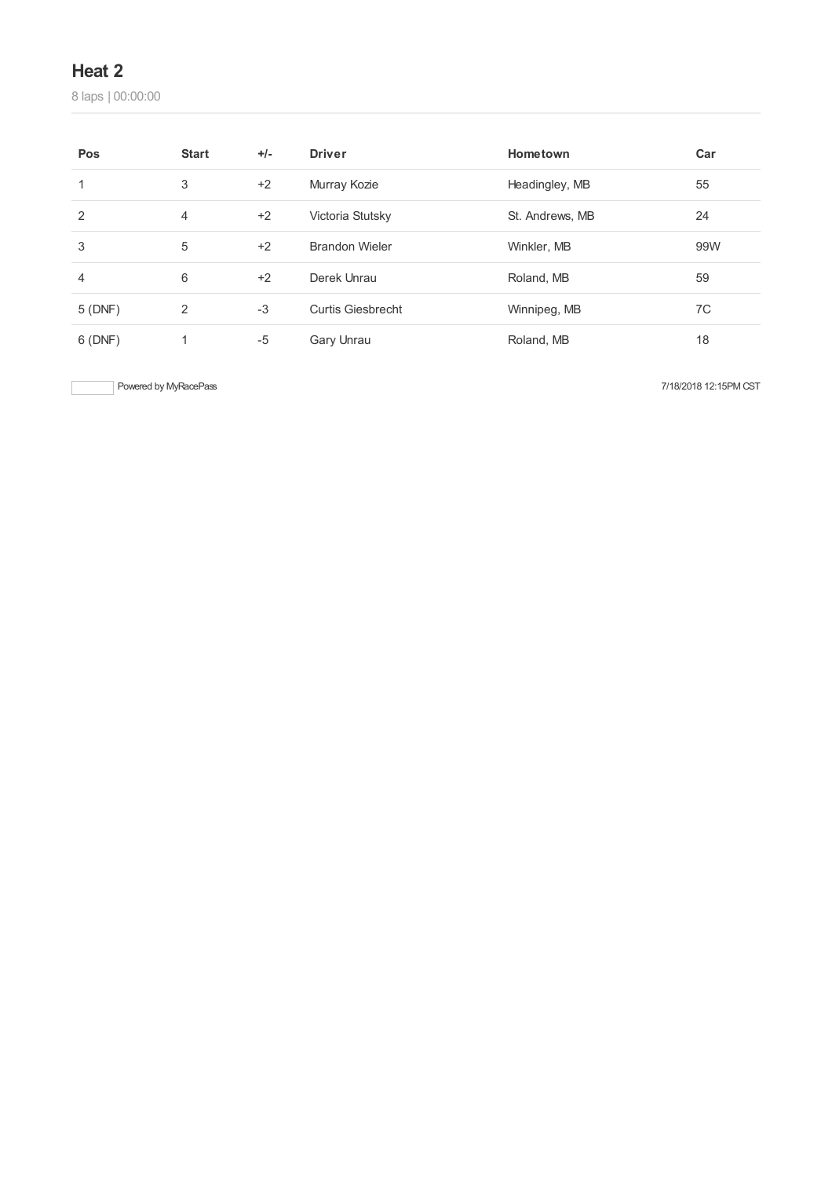## Heat 2

8 laps | 00:00:00

| Pos | Start | +/- | Driver | Hometown | Car |
| --- | --- | --- | --- | --- | --- |
| 1 | 3 | +2 | Murray Kozie | Headingley, MB | 55 |
| 2 | 4 | +2 | Victoria Stutsky | St. Andrews, MB | 24 |
| 3 | 5 | +2 | Brandon Wieler | Winkler, MB | 99W |
| 4 | 6 | +2 | Derek Unrau | Roland, MB | 59 |
| 5 (DNF) | 2 | -3 | Curtis Giesbrecht | Winnipeg, MB | 7C |
| 6 (DNF) | 1 | -5 | Gary Unrau | Roland, MB | 18 |

Powered by MyRacePass

7/18/2018 12:15PM CST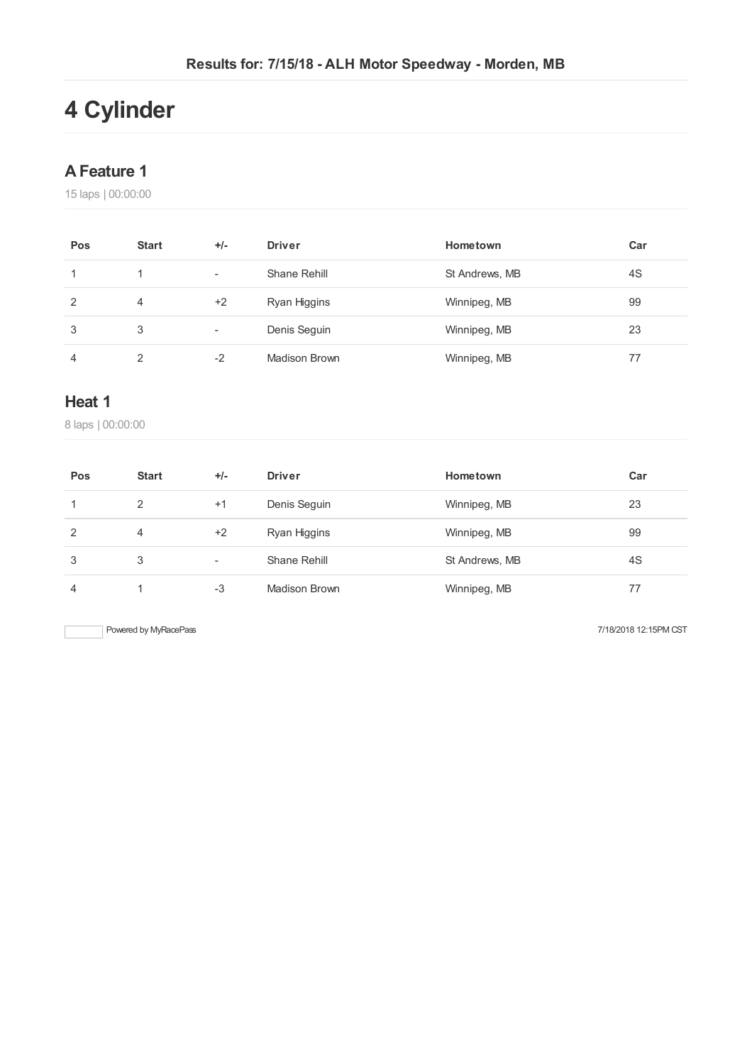Results for: 7/15/18 - ALH Motor Speedway - Morden, MB

# 4 Cylinder

## A Feature 1

15 laps | 00:00:00

| Pos | Start | +/- | Driver | Hometown | Car |
|---|---|---|---|---|---|
| 1 | 1 | - | Shane Rehill | St Andrews, MB | 4S |
| 2 | 4 | +2 | Ryan Higgins | Winnipeg, MB | 99 |
| 3 | 3 | - | Denis Seguin | Winnipeg, MB | 23 |
| 4 | 2 | -2 | Madison Brown | Winnipeg, MB | 77 |

## Heat 1

8 laps | 00:00:00

| Pos | Start | +/- | Driver | Hometown | Car |
|---|---|---|---|---|---|
| 1 | 2 | +1 | Denis Seguin | Winnipeg, MB | 23 |
| 2 | 4 | +2 | Ryan Higgins | Winnipeg, MB | 99 |
| 3 | 3 | - | Shane Rehill | St Andrews, MB | 4S |
| 4 | 1 | -3 | Madison Brown | Winnipeg, MB | 77 |

Powered by MyRacePass

7/18/2018 12:15PM CST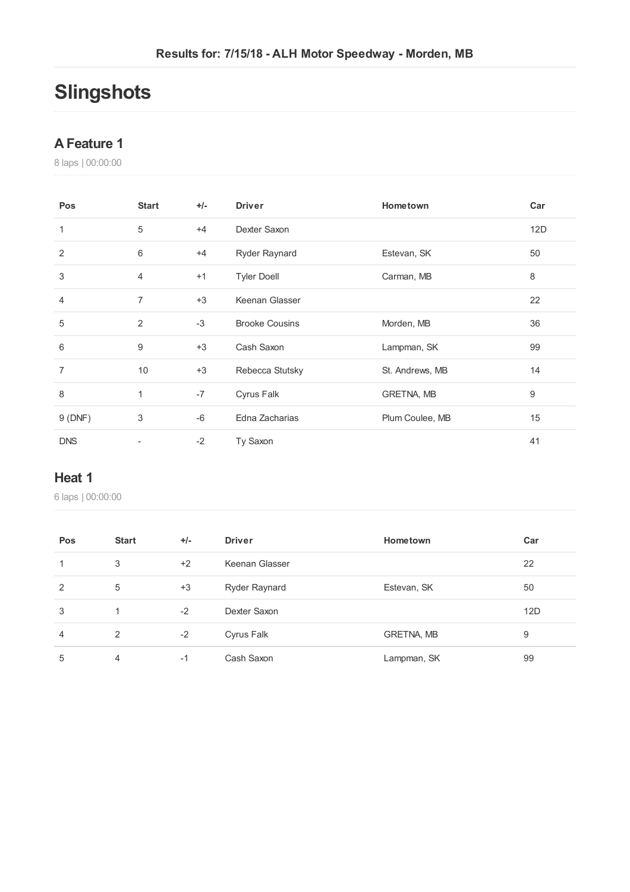Results for: 7/15/18 - ALH Motor Speedway - Morden, MB

# Slingshots

## A Feature 1

8 laps | 00:00:00

| Pos | Start | +/- | Driver | Hometown | Car |
|---|---|---|---|---|---|
| 1 | 5 | +4 | Dexter Saxon | | 12D |
| 2 | 6 | +4 | Ryder Raynard | Estevan, SK | 50 |
| 3 | 4 | +1 | Tyler Doell | Carman, MB | 8 |
| 4 | 7 | +3 | Keenan Glasser | | 22 |
| 5 | 2 | -3 | Brooke Cousins | Morden, MB | 36 |
| 6 | 9 | +3 | Cash Saxon | Lampman, SK | 99 |
| 7 | 10 | +3 | Rebecca Stutsky | St. Andrews, MB | 14 |
| 8 | 1 | -7 | Cyrus Falk | GRETNA, MB | 9 |
| 9 (DNF) | 3 | -6 | Edna Zacharias | Plum Coulee, MB | 15 |
| DNS | - | -2 | Ty Saxon | | 41 |

## Heat 1

6 laps | 00:00:00

| Pos | Start | +/- | Driver | Hometown | Car |
|---|---|---|---|---|---|
| 1 | 3 | +2 | Keenan Glasser | | 22 |
| 2 | 5 | +3 | Ryder Raynard | Estevan, SK | 50 |
| 3 | 1 | -2 | Dexter Saxon | | 12D |
| 4 | 2 | -2 | Cyrus Falk | GRETNA, MB | 9 |
| 5 | 4 | -1 | Cash Saxon | Lampman, SK | 99 |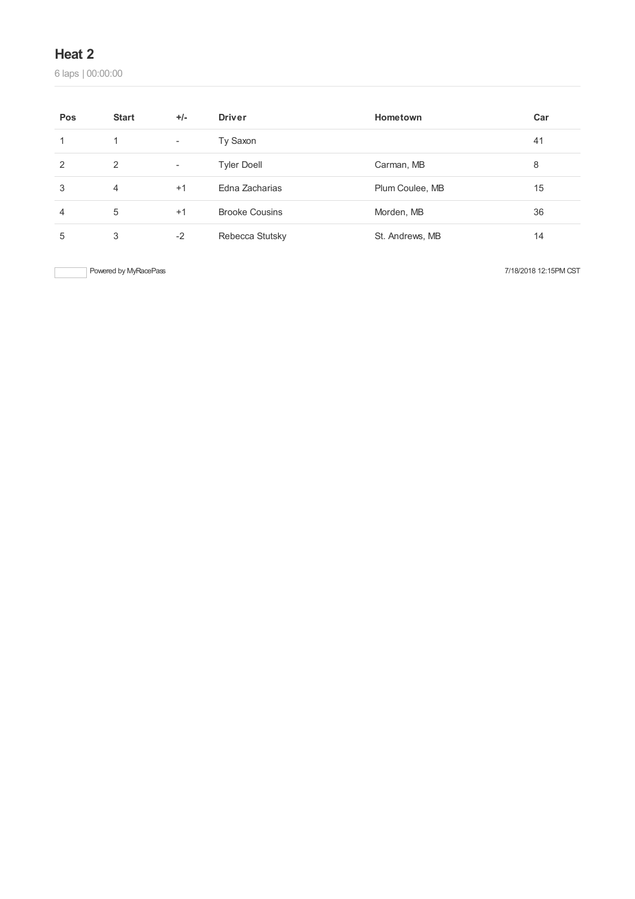## Heat 2

6 laps | 00:00:00

| Pos | Start | +/- | Driver | Hometown | Car |
|---|---|---|---|---|---|
| 1 | 1 | - | Ty Saxon | | 41 |
| 2 | 2 | - | Tyler Doell | Carman, MB | 8 |
| 3 | 4 | +1 | Edna Zacharias | Plum Coulee, MB | 15 |
| 4 | 5 | +1 | Brooke Cousins | Morden, MB | 36 |
| 5 | 3 | -2 | Rebecca Stutsky | St. Andrews, MB | 14 |

Powered by MyRacePass

7/18/2018 12:15PM CST